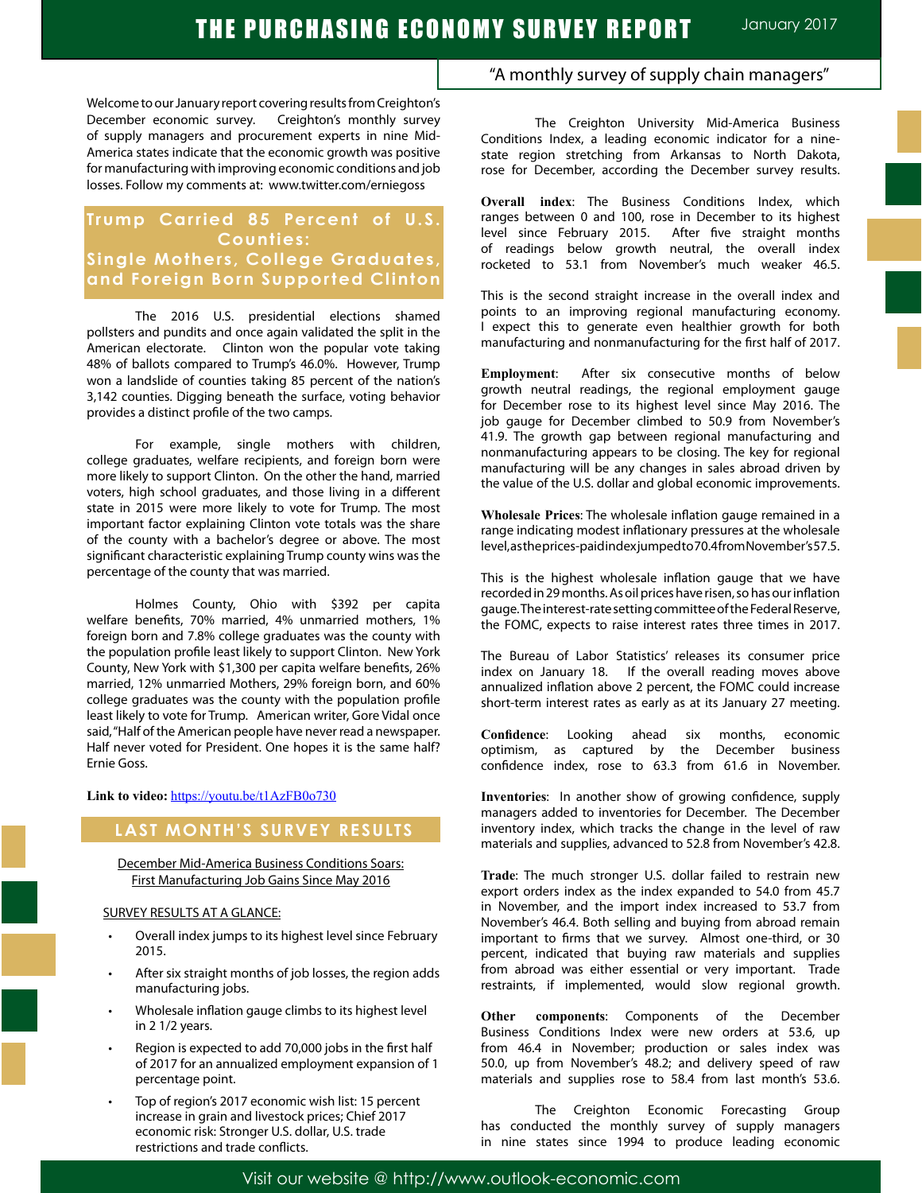# THE PURCHASING ECONOMY SURVEY REPORT

January 2017

"A monthly survey of supply chain managers"

Welcome to our January report covering results from Creighton's December economic survey. Creighton's monthly survey of supply managers and procurement experts in nine Mid-America states indicate that the economic growth was positive for manufacturing with improving economic conditions and job losses. Follow my comments at: www.twitter.com/erniegoss

## Trump Carried 85 Percent of U.S. Counties: Single Mothers, College Graduates, and Foreign Born Supported Clinton

The 2016 U.S. presidential elections shamed pollsters and pundits and once again validated the split in the American electorate. Clinton won the popular vote taking 48% of ballots compared to Trump's 46.0%. However, Trump won a landslide of counties taking 85 percent of the nation's 3,142 counties. Digging beneath the surface, voting behavior provides a distinct profile of the two camps.

For example, single mothers with children, college graduates, welfare recipients, and foreign born were more likely to support Clinton. On the other the hand, married voters, high school graduates, and those living in a different state in 2015 were more likely to vote for Trump. The most important factor explaining Clinton vote totals was the share of the county with a bachelor's degree or above. The most significant characteristic explaining Trump county wins was the percentage of the county that was married.

Holmes County, Ohio with $392 per capita welfare benefits, 70% married, 4% unmarried mothers, 1% foreign born and 7.8% college graduates was the county with the population profile least likely to support Clinton. New York County, New York with $1,300 per capita welfare benefits, 26% married, 12% unmarried Mothers, 29% foreign born, and 60% college graduates was the county with the population profile least likely to vote for Trump. American writer, Gore Vidal once said, "Half of the American people have never read a newspaper. Half never voted for President. One hopes it is the same half? Ernie Goss.

**Link to video:** https://youtu.be/t1AzFB0o730

## LAST MONTH'S SURVEY RESULTS

December Mid-America Business Conditions Soars: First Manufacturing Job Gains Since May 2016

SURVEY RESULTS AT A GLANCE:

- Overall index jumps to its highest level since February 2015.
- After six straight months of job losses, the region adds manufacturing jobs.
- Wholesale inflation gauge climbs to its highest level in 2 1/2 years.
- Region is expected to add 70,000 jobs in the first half of 2017 for an annualized employment expansion of 1 percentage point.
- Top of region's 2017 economic wish list: 15 percent increase in grain and livestock prices; Chief 2017 economic risk: Stronger U.S. dollar, U.S. trade restrictions and trade conflicts.

The Creighton University Mid-America Business Conditions Index, a leading economic indicator for a nine-state region stretching from Arkansas to North Dakota, rose for December, according the December survey results.

**Overall index**: The Business Conditions Index, which ranges between 0 and 100, rose in December to its highest level since February 2015. After five straight months of readings below growth neutral, the overall index rocketed to 53.1 from November's much weaker 46.5.

This is the second straight increase in the overall index and points to an improving regional manufacturing economy. I expect this to generate even healthier growth for both manufacturing and nonmanufacturing for the first half of 2017.

**Employment**: After six consecutive months of below growth neutral readings, the regional employment gauge for December rose to its highest level since May 2016. The job gauge for December climbed to 50.9 from November's 41.9. The growth gap between regional manufacturing and nonmanufacturing appears to be closing. The key for regional manufacturing will be any changes in sales abroad driven by the value of the U.S. dollar and global economic improvements.

**Wholesale Prices**: The wholesale inflation gauge remained in a range indicating modest inflationary pressures at the wholesale level, as the prices-paid index jumped to 70.4 from November's 57.5.

This is the highest wholesale inflation gauge that we have recorded in 29 months. As oil prices have risen, so has our inflation gauge. The interest-rate setting committee of the Federal Reserve, the FOMC, expects to raise interest rates three times in 2017.

The Bureau of Labor Statistics' releases its consumer price index on January 18. If the overall reading moves above annualized inflation above 2 percent, the FOMC could increase short-term interest rates as early as at its January 27 meeting.

**Confidence**: Looking ahead six months, economic optimism, as captured by the December business confidence index, rose to 63.3 from 61.6 in November.

**Inventories**: In another show of growing confidence, supply managers added to inventories for December. The December inventory index, which tracks the change in the level of raw materials and supplies, advanced to 52.8 from November's 42.8.

**Trade**: The much stronger U.S. dollar failed to restrain new export orders index as the index expanded to 54.0 from 45.7 in November, and the import index increased to 53.7 from November's 46.4. Both selling and buying from abroad remain important to firms that we survey. Almost one-third, or 30 percent, indicated that buying raw materials and supplies from abroad was either essential or very important. Trade restraints, if implemented, would slow regional growth.

**Other components**: Components of the December Business Conditions Index were new orders at 53.6, up from 46.4 in November; production or sales index was 50.0, up from November's 48.2; and delivery speed of raw materials and supplies rose to 58.4 from last month's 53.6.

The Creighton Economic Forecasting Group has conducted the monthly survey of supply managers in nine states since 1994 to produce leading economic

Visit our website @ http://www.outlook-economic.com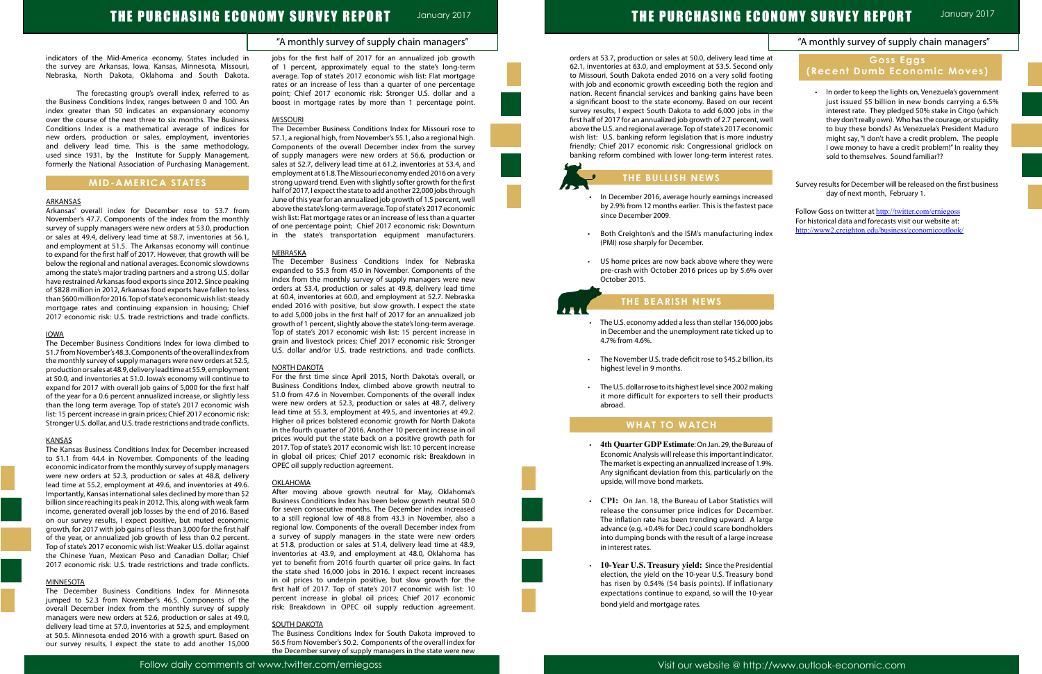indicators of the Mid-America economy. States included in the survey are Arkansas, Iowa, Kansas, Minnesota, Missouri, Nebraska, North Dakota, Oklahoma and South Dakota.

The forecasting group's overall index, referred to as the Business Conditions Index, ranges between 0 and 100. An index greater than 50 indicates an expansionary economy over the course of the next three to six months. The Business Conditions Index is a mathematical average of indices for new orders, production or sales, employment, inventories and delivery lead time. This is the same methodology, used since 1931, by the Institute for Supply Management, formerly the National Association of Purchasing Management.

## MID-AMERICA STATES

### ARKANSAS

Arkansas' overall index for December rose to 53.7 from November's 47.7. Components of the index from the monthly survey of supply managers were new orders at 53.0, production or sales at 49.4, delivery lead time at 58.7, inventories at 56.1, and employment at 51.5. The Arkansas economy will continue to expand for the first half of 2017. However, that growth will be below the regional and national averages. Economic slowdowns among the state's major trading partners and a strong U.S. dollar have restrained Arkansas food exports since 2012. Since peaking of $828 million in 2012, Arkansas food exports have fallen to less than $600 million for 2016. Top of state's economic wish list: steady mortgage rates and continuing expansion in housing; Chief 2017 economic risk: U.S. trade restrictions and trade conflicts.

### IOWA

The December Business Conditions Index for Iowa climbed to 51.7 from November's 48.3. Components of the overall index from the monthly survey of supply managers were new orders at 52.5, production or sales at 48.9, delivery lead time at 55.9, employment at 50.0, and inventories at 51.0. Iowa's economy will continue to expand for 2017 with overall job gains of 5,000 for the first half of the year for a 0.6 percent annualized increase, or slightly less than the long term average. Top of state's 2017 economic wish list: 15 percent increase in grain prices; Chief 2017 economic risk: Stronger U.S. dollar, and U.S. trade restrictions and trade conflicts.

### KANSAS

The Kansas Business Conditions Index for December increased to 51.1 from 44.4 in November. Components of the leading economic indicator from the monthly survey of supply managers were new orders at 52.3, production or sales at 48.8, delivery lead time at 55.2, employment at 49.6, and inventories at 49.6. Importantly, Kansas international sales declined by more than $2 billion since reaching its peak in 2012. This, along with weak farm income, generated overall job losses by the end of 2016. Based on our survey results, I expect positive, but muted economic growth, for 2017 with job gains of less than 3,000 for the first half of the year, or annualized job growth of less than 0.2 percent. Top of state's 2017 economic wish list: Weaker U.S. dollar against the Chinese Yuan, Mexican Peso and Canadian Dollar; Chief 2017 economic risk: U.S. trade restrictions and trade conflicts.

### MINNESOTA

The December Business Conditions Index for Minnesota jumped to 52.3 from November's 46.5. Components of the overall December index from the monthly survey of supply managers were new orders at 52.6, production or sales at 49.0, delivery lead time at 57.0, inventories at 52.5, and employment at 50.5. Minnesota ended 2016 with a growth spurt. Based on our survey results, I expect the state to add another 15,000 jobs for the first half of 2017 for an annualized job growth of 1 percent, approximately equal to the state's long-term average. Top of state's 2017 economic wish list: Flat mortgage rates or an increase of less than a quarter of one percentage point; Chief 2017 economic risk: Stronger U.S. dollar and a boost in mortgage rates by more than 1 percentage point.

### MISSOURI

The December Business Conditions Index for Missouri rose to 57.1, a regional high, from November's 55.1, also a regional high. Components of the overall December index from the survey of supply managers were new orders at 56.6, production or sales at 52.7, delivery lead time at 61.2, inventories at 53.4, and employment at 61.8. The Missouri economy ended 2016 on a very strong upward trend. Even with slightly softer growth for the first half of 2017, I expect the state to add another 22,000 jobs through June of this year for an annualized job growth of 1.5 percent, well above the state's long-term average. Top of state's 2017 economic wish list: Flat mortgage rates or an increase of less than a quarter of one percentage point; Chief 2017 economic risk: Downturn in the state's transportation equipment manufacturers.

### NEBRASKA

The December Business Conditions Index for Nebraska expanded to 55.3 from 45.0 in November. Components of the index from the monthly survey of supply managers were new orders at 53.4, production or sales at 49.8, delivery lead time at 60.4, inventories at 60.0, and employment at 52.7. Nebraska ended 2016 with positive, but slow growth. I expect the state to add 5,000 jobs in the first half of 2017 for an annualized job growth of 1 percent, slightly above the state's long-term average. Top of state's 2017 economic wish list: 15 percent increase in grain and livestock prices; Chief 2017 economic risk: Stronger U.S. dollar and/or U.S. trade restrictions, and trade conflicts.

### NORTH DAKOTA

For the first time since April 2015, North Dakota's overall, or Business Conditions Index, climbed above growth neutral to 51.0 from 47.6 in November. Components of the overall index were new orders at 52.3, production or sales at 48.7, delivery lead time at 55.3, employment at 49.5, and inventories at 49.2. Higher oil prices bolstered economic growth for North Dakota in the fourth quarter of 2016. Another 10 percent increase in oil prices would put the state back on a positive growth path for 2017. Top of state's 2017 economic wish list: 10 percent increase in global oil prices; Chief 2017 economic risk: Breakdown in OPEC oil supply reduction agreement.

### OKLAHOMA

After moving above growth neutral for May, Oklahoma's Business Conditions Index has been below growth neutral 50.0 for seven consecutive months. The December index increased to a still regional low of 48.8 from 43.3 in November, also a regional low. Components of the overall December index from a survey of supply managers in the state were new orders at 51.8, production or sales at 51.4, delivery lead time at 48.9, inventories at 43.9, and employment at 48.0. Oklahoma has yet to benefit from 2016 fourth quarter oil price gains. In fact the state shed 16,000 jobs in 2016. I expect recent increases in oil prices to underpin positive, but slow growth for the first half of 2017. Top of state's 2017 economic wish list: 10 percent increase in global oil prices; Chief 2017 economic risk: Breakdown in OPEC oil supply reduction agreement.

### SOUTH DAKOTA

The Business Conditions Index for South Dakota improved to 56.5 from November's 50.2. Components of the overall index for the December survey of supply managers in the state were new orders at 53.7, production or sales at 50.0, delivery lead time at 62.1, inventories at 63.0, and employment at 53.5. Second only to Missouri, South Dakota ended 2016 on a very solid footing with job and economic growth exceeding both the region and nation. Recent financial services and banking gains have been a significant boost to the state economy. Based on our recent survey results, I expect South Dakota to add 6,000 jobs in the first half of 2017 for an annualized job growth of 2.7 percent, well above the U.S. and regional average. Top of state's 2017 economic wish list: U.S. banking reform legislation that is more industry friendly; Chief 2017 economic risk: Congressional gridlock on banking reform combined with lower long-term interest rates.

## THE BULLISH NEWS

- In December 2016, average hourly earnings increased by 2.9% from 12 months earlier. This is the fastest pace since December 2009.
- Both Creighton's and the ISM's manufacturing index (PMI) rose sharply for December.
- US home prices are now back above where they were pre-crash with October 2016 prices up by 5.6% over October 2015.

## THE BEARISH NEWS

- The U.S. economy added a less than stellar 156,000 jobs in December and the unemployment rate ticked up to 4.7% from 4.6%.
- The November U.S. trade deficit rose to $45.2 billion, its highest level in 9 months.
- The U.S. dollar rose to its highest level since 2002 making it more difficult for exporters to sell their products abroad.

## WHAT TO WATCH

- **4th Quarter GDP Estimate**: On Jan. 29, the Bureau of Economic Analysis will release this important indicator. The market is expecting an annualized increase of 1.9%. Any significant deviation from this, particularly on the upside, will move bond markets.
- **CPI:** On Jan. 18, the Bureau of Labor Statistics will release the consumer price indices for December. The inflation rate has been trending upward. A large advance (e.g. +0.4% for Dec.) could scare bondholders into dumping bonds with the result of a large increase in interest rates.
- **10-Year U.S. Treasury yield:** Since the Presidential election, the yield on the 10-year U.S. Treasury bond has risen by 0.54% (54 basis points). If inflationary expectations continue to expand, so will the 10-year bond yield and mortgage rates.

## Goss Eggs (Recent Dumb Economic Moves)

- In order to keep the lights on, Venezuela's government just issued $5 billion in new bonds carrying a 6.5% interest rate. They pledged 50% stake in Citgo (which they don't really own). Who has the courage, or stupidity to buy these bonds? As Venezuela's President Maduro might say, "I don't have a credit problem. The people I owe money to have a credit problem!" In reality they sold to themselves. Sound familiar??

Survey results for December will be released on the first business day of next month, February 1.

Follow Goss on twitter at http://twitter.com/erniegoss
For historical data and forecasts visit our website at:
http://www2.creighton.edu/business/economicoutlook/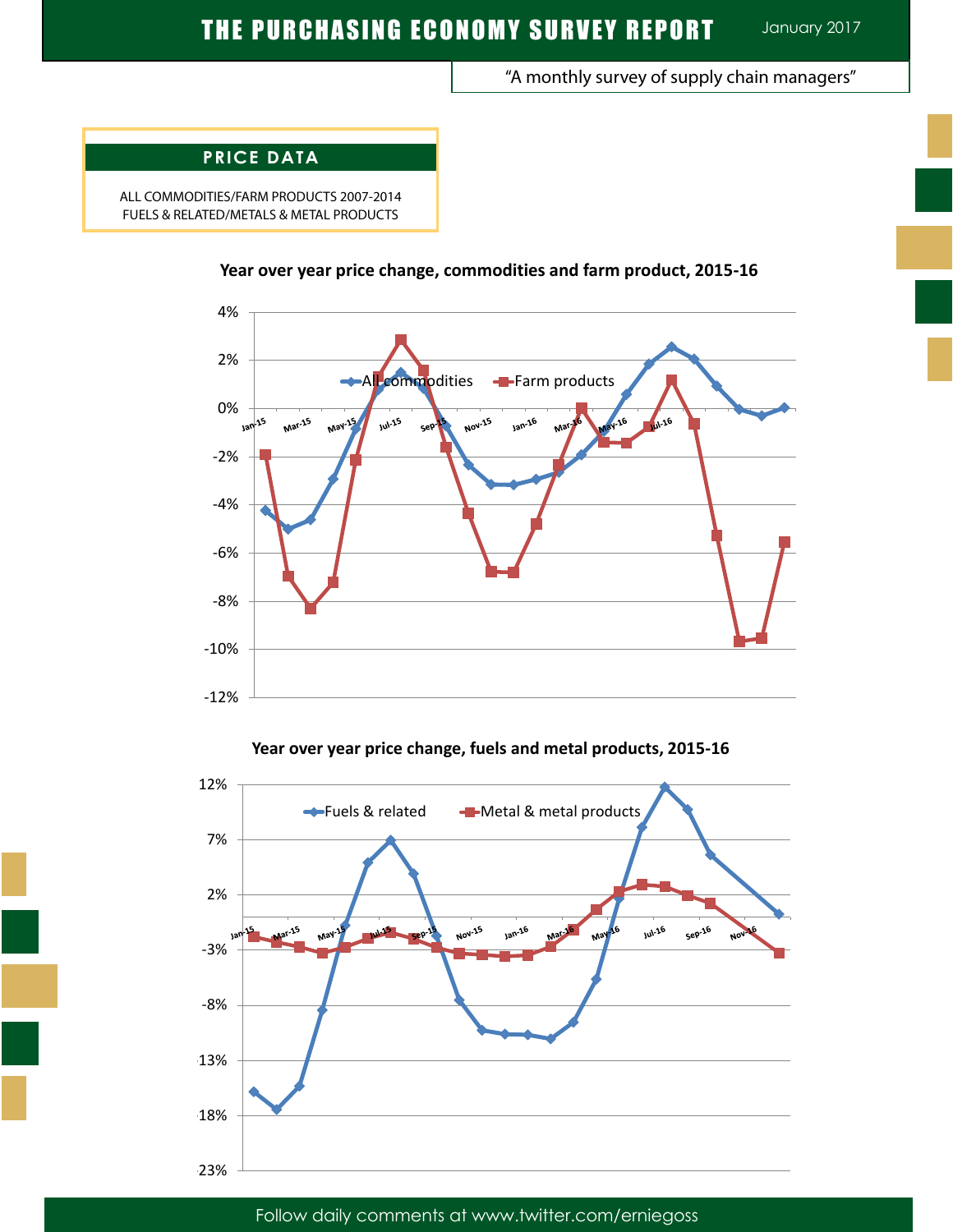# THE PURCHASING ECONOMY SURVEY REPORT

January 2017

"A monthly survey of supply chain managers"

## PRICE DATA

ALL COMMODITIES/FARM PRODUCTS 2007-2014
FUELS & RELATED/METALS & METAL PRODUCTS

**Year over year price change, commodities and farm product, 2015-16**

4%
2%
0%
-2%
-4%
-6%
-8%
-10%
-12%

Jan-15 Mar-15 May-15 Jul-15 Sep-15 Nov-15 Jan-16 Mar-16 May-16 Jul-16

All commodities
Farm products

**Year over year price change, fuels and metal products, 2015-16**

12%
7%
2%
-3%
-8%
13%
18%
23%

Jan-15 Mar-15 May-15 Jul-15 Sep-15 Nov-15 Jan-16 Mar-16 May-16 Jul-16 Sep-16 Nov-16

Fuels & related
Metal & metal products

Follow daily comments at www.twitter.com/erniegoss